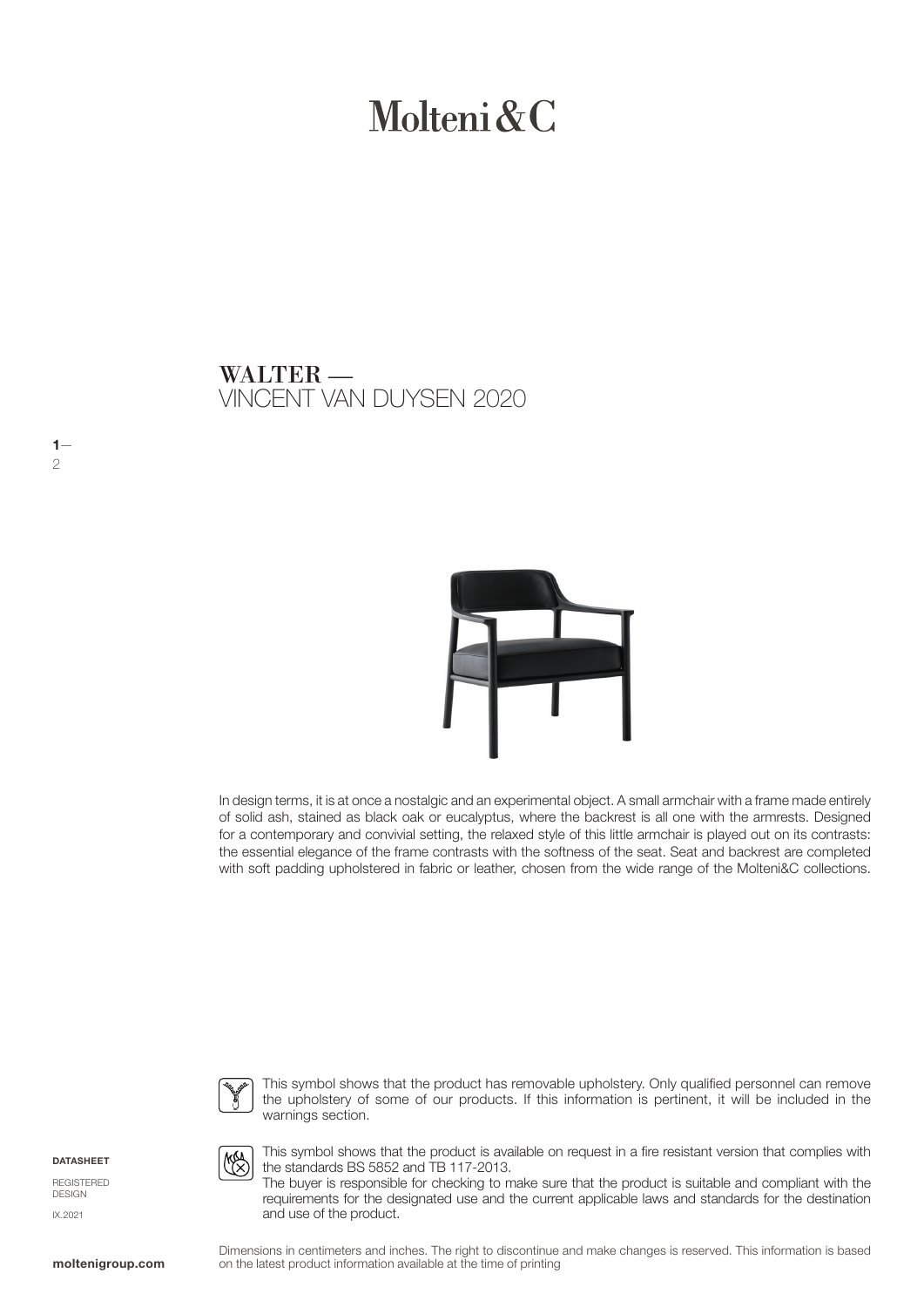# Molteni&C

## WALTER —
VINCENT VAN DUYSEN 2020

In design terms, it is at once a nostalgic and an experimental object. A small armchair with a frame made entirely of solid ash, stained as black oak or eucalyptus, where the backrest is all one with the armrests. Designed for a contemporary and convivial setting, the relaxed style of this little armchair is played out on its contrasts: the essential elegance of the frame contrasts with the softness of the seat. Seat and backrest are completed with soft padding upholstered in fabric or leather, chosen from the wide range of the Molteni&C collections.

This symbol shows that the product has removable upholstery. Only qualified personnel can remove the upholstery of some of our products. If this information is pertinent, it will be included in the warnings section.

This symbol shows that the product is available on request in a fire resistant version that complies with the standards BS 5852 and TB 117-2013.
The buyer is responsible for checking to make sure that the product is suitable and compliant with the requirements for the designated use and the current applicable laws and standards for the destination and use of the product.

**DATASHEET**

REGISTERED DESIGN

IX.2021

Dimensions in centimeters and inches. The right to discontinue and make changes is reserved. This information is based on the latest product information available at the time of printing

**moltenigroup.com**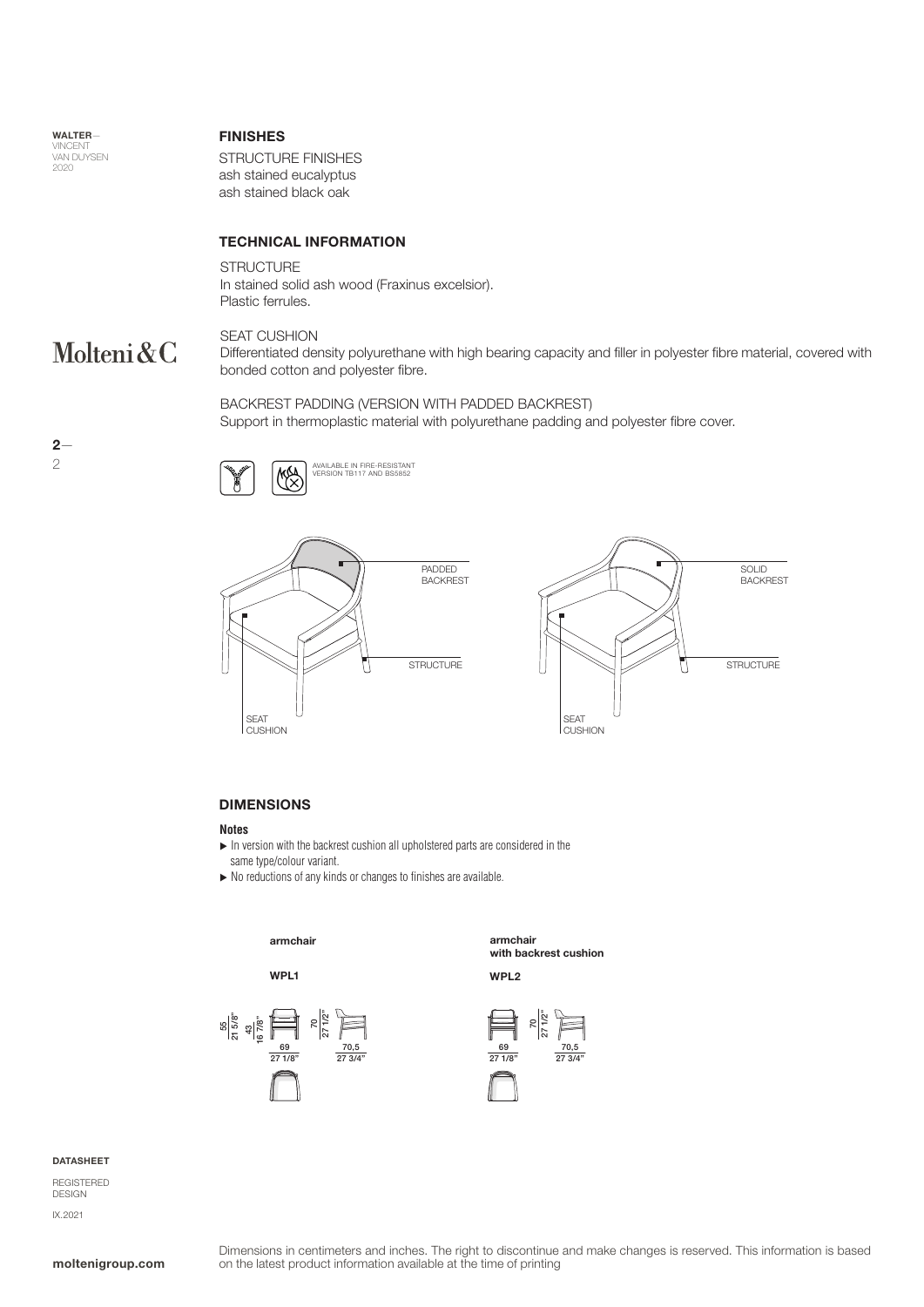WALTER—
VINCENT VAN DUYSEN
2020

Molteni&C

## FINISHES

STRUCTURE FINISHES
ash stained eucalyptus
ash stained black oak

## TECHNICAL INFORMATION

STRUCTURE
In stained solid ash wood (Fraxinus excelsior).
Plastic ferrules.

SEAT CUSHION
Differentiated density polyurethane with high bearing capacity and filler in polyester fibre material, covered with bonded cotton and polyester fibre.

BACKREST PADDING (VERSION WITH PADDED BACKREST)
Support in thermoplastic material with polyurethane padding and polyester fibre cover.

AVAILABLE IN FIRE-RESISTANT VERSION TB117 AND BS5852

PADDED BACKREST
STRUCTURE
SEAT CUSHION

SOLID BACKREST
STRUCTURE
SEAT CUSHION

## DIMENSIONS

**Notes**

- In version with the backrest cushion all upholstered parts are considered in the same type/colour variant.
- No reductions of any kinds or changes to finishes are available.

**armchair**

**WPL1**

55
21 5/8"
43
16 7/8"
69
27 1/8"
70
27 1/2"
70,5
27 3/4"

**armchair with backrest cushion**

**WPL2**

69
27 1/8"
70
27 1/2"
70,5
27 3/4"

**DATASHEET**

REGISTERED DESIGN

IX.2021

**moltenigroup.com**

Dimensions in centimeters and inches. The right to discontinue and make changes is reserved. This information is based on the latest product information available at the time of printing